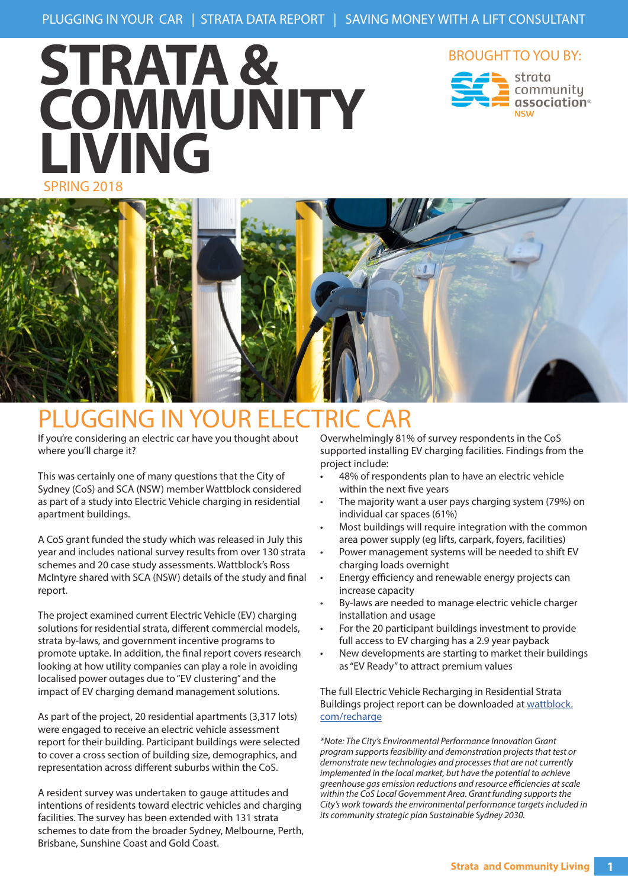PLUGGING IN YOUR CAR | STRATA DATA REPORT | SAVING MONEY WITH A LIFT CONSULTANT

# STRATA & COMMUNITY LIVING

SPRING 2018

BROUGHT TO YOU BY: strata community association NSW

## PLUGGING IN YOUR ELECTRIC CAR

If you're considering an electric car have you thought about where you'll charge it?

This was certainly one of many questions that the City of Sydney (CoS) and SCA (NSW) member Wattblock considered as part of a study into Electric Vehicle charging in residential apartment buildings.

A CoS grant funded the study which was released in July this year and includes national survey results from over 130 strata schemes and 20 case study assessments. Wattblock's Ross McIntyre shared with SCA (NSW) details of the study and final report.

The project examined current Electric Vehicle (EV) charging solutions for residential strata, different commercial models, strata by-laws, and government incentive programs to promote uptake. In addition, the final report covers research looking at how utility companies can play a role in avoiding localised power outages due to "EV clustering" and the impact of EV charging demand management solutions.

As part of the project, 20 residential apartments (3,317 lots) were engaged to receive an electric vehicle assessment report for their building. Participant buildings were selected to cover a cross section of building size, demographics, and representation across different suburbs within the CoS.

A resident survey was undertaken to gauge attitudes and intentions of residents toward electric vehicles and charging facilities. The survey has been extended with 131 strata schemes to date from the broader Sydney, Melbourne, Perth, Brisbane, Sunshine Coast and Gold Coast.

Overwhelmingly 81% of survey respondents in the CoS supported installing EV charging facilities. Findings from the project include:

- 48% of respondents plan to have an electric vehicle within the next five years
- The majority want a user pays charging system (79%) on individual car spaces (61%)
- Most buildings will require integration with the common area power supply (eg lifts, carpark, foyers, facilities)
- Power management systems will be needed to shift EV charging loads overnight
- Energy efficiency and renewable energy projects can increase capacity
- By-laws are needed to manage electric vehicle charger installation and usage
- For the 20 participant buildings investment to provide full access to EV charging has a 2.9 year payback
- New developments are starting to market their buildings as "EV Ready" to attract premium values

The full Electric Vehicle Recharging in Residential Strata Buildings project report can be downloaded at wattblock.com/recharge

*\*Note: The City's Environmental Performance Innovation Grant program supports feasibility and demonstration projects that test or demonstrate new technologies and processes that are not currently implemented in the local market, but have the potential to achieve greenhouse gas emission reductions and resource efficiencies at scale within the CoS Local Government Area. Grant funding supports the City's work towards the environmental performance targets included in its community strategic plan Sustainable Sydney 2030.*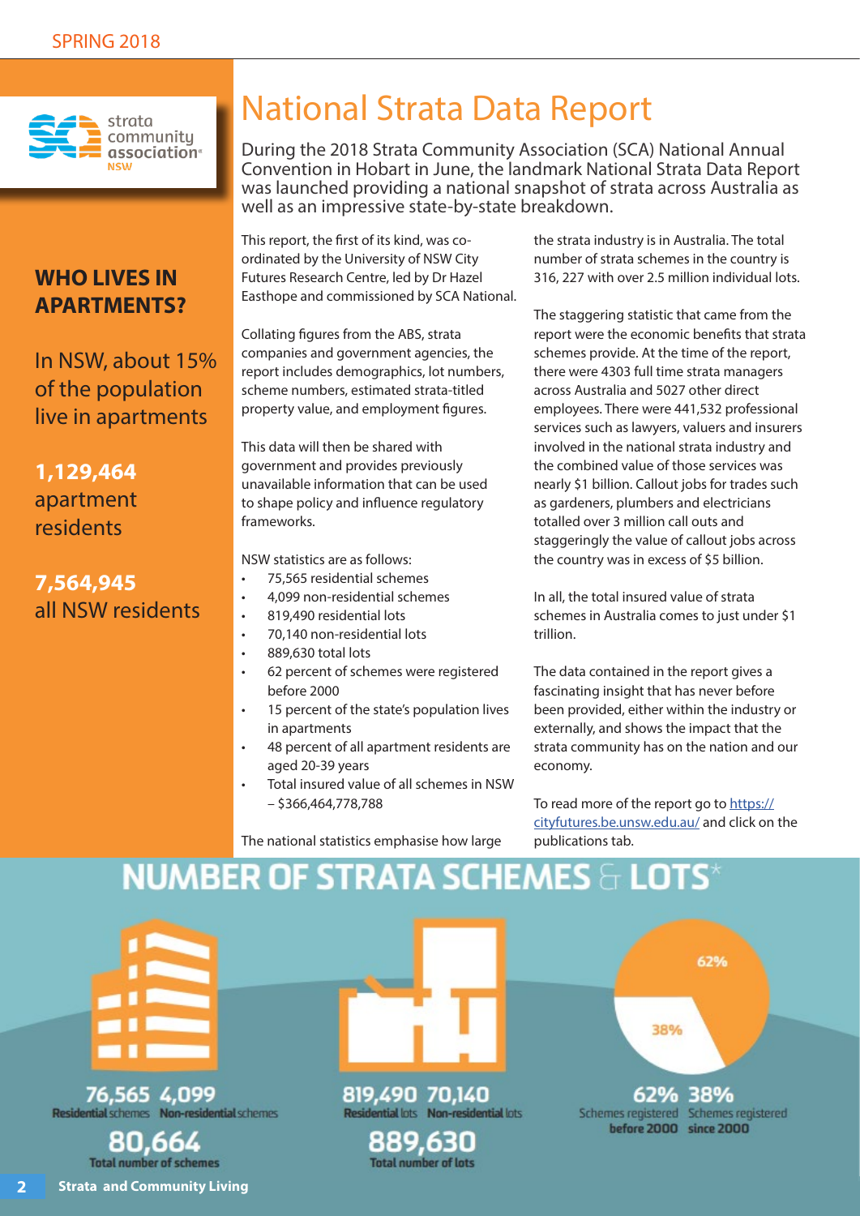# National Strata Data Report

During the 2018 Strata Community Association (SCA) National Annual Convention in Hobart in June, the landmark National Strata Data Report was launched providing a national snapshot of strata across Australia as well as an impressive state-by-state breakdown.

This report, the first of its kind, was co-ordinated by the University of NSW City Futures Research Centre, led by Dr Hazel Easthope and commissioned by SCA National.

Collating figures from the ABS, strata companies and government agencies, the report includes demographics, lot numbers, scheme numbers, estimated strata-titled property value, and employment figures.

This data will then be shared with government and provides previously unavailable information that can be used to shape policy and influence regulatory frameworks.

NSW statistics are as follows:

- 75,565 residential schemes
- 4,099 non-residential schemes
- 819,490 residential lots
- 70,140 non-residential lots
- 889,630 total lots
- 62 percent of schemes were registered before 2000
- 15 percent of the state's population lives in apartments
- 48 percent of all apartment residents are aged 20-39 years
- Total insured value of all schemes in NSW – $366,464,778,788

The national statistics emphasise how large the strata industry is in Australia. The total number of strata schemes in the country is 316, 227 with over 2.5 million individual lots.

The staggering statistic that came from the report were the economic benefits that strata schemes provide. At the time of the report, there were 4303 full time strata managers across Australia and 5027 other direct employees. There were 441,532 professional services such as lawyers, valuers and insurers involved in the national strata industry and the combined value of those services was nearly $1 billion. Callout jobs for trades such as gardeners, plumbers and electricians totalled over 3 million call outs and staggeringly the value of callout jobs across the country was in excess of $5 billion.

In all, the total insured value of strata schemes in Australia comes to just under $1 trillion.

The data contained in the report gives a fascinating insight that has never before been provided, either within the industry or externally, and shows the impact that the strata community has on the nation and our economy.

To read more of the report go to [https://cityfutures.be.unsw.edu.au/](https://cityfutures.be.unsw.edu.au/) and click on the publications tab.

## WHO LIVES IN APARTMENTS?

In NSW, about 15% of the population live in apartments

**1,129,464** apartment residents

**7,564,945** all NSW residents

## NUMBER OF STRATA SCHEMES & LOTS*

**76,565** **Residential** schemes

**4,099** **Non-residential** schemes

**80,664** Total number of schemes

**819,490** **Residential** lots

**70,140** **Non-residential** lots

**889,630** Total number of lots

62%

38%

**62%** Schemes registered **before 2000**

**38%** Schemes registered **since 2000**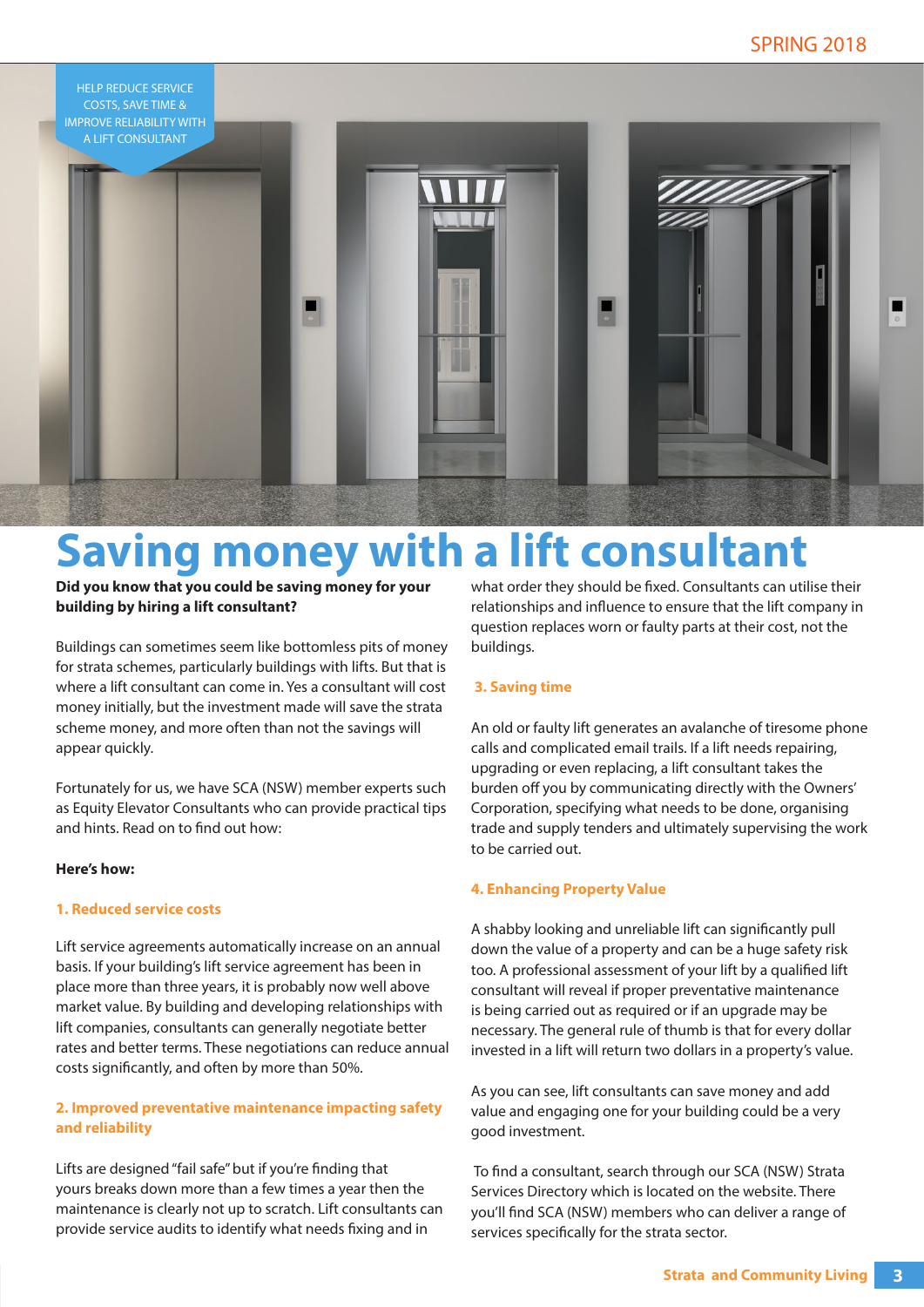HELP REDUCE SERVICE COSTS, SAVE TIME & IMPROVE RELIABILITY WITH A LIFT CONSULTANT

# Saving money with a lift consultant

**Did you know that you could be saving money for your building by hiring a lift consultant?**

Buildings can sometimes seem like bottomless pits of money for strata schemes, particularly buildings with lifts. But that is where a lift consultant can come in. Yes a consultant will cost money initially, but the investment made will save the strata scheme money, and more often than not the savings will appear quickly.

Fortunately for us, we have SCA (NSW) member experts such as Equity Elevator Consultants who can provide practical tips and hints. Read on to find out how:

**Here's how:**

### 1. Reduced service costs

Lift service agreements automatically increase on an annual basis. If your building's lift service agreement has been in place more than three years, it is probably now well above market value. By building and developing relationships with lift companies, consultants can generally negotiate better rates and better terms. These negotiations can reduce annual costs significantly, and often by more than 50%.

### 2. Improved preventative maintenance impacting safety and reliability

Lifts are designed "fail safe" but if you're finding that yours breaks down more than a few times a year then the maintenance is clearly not up to scratch. Lift consultants can provide service audits to identify what needs fixing and in what order they should be fixed. Consultants can utilise their relationships and influence to ensure that the lift company in question replaces worn or faulty parts at their cost, not the buildings.

### 3. Saving time

An old or faulty lift generates an avalanche of tiresome phone calls and complicated email trails. If a lift needs repairing, upgrading or even replacing, a lift consultant takes the burden off you by communicating directly with the Owners' Corporation, specifying what needs to be done, organising trade and supply tenders and ultimately supervising the work to be carried out.

### 4. Enhancing Property Value

A shabby looking and unreliable lift can significantly pull down the value of a property and can be a huge safety risk too. A professional assessment of your lift by a qualified lift consultant will reveal if proper preventative maintenance is being carried out as required or if an upgrade may be necessary. The general rule of thumb is that for every dollar invested in a lift will return two dollars in a property's value.

As you can see, lift consultants can save money and add value and engaging one for your building could be a very good investment.

To find a consultant, search through our SCA (NSW) Strata Services Directory which is located on the website. There you'll find SCA (NSW) members who can deliver a range of services specifically for the strata sector.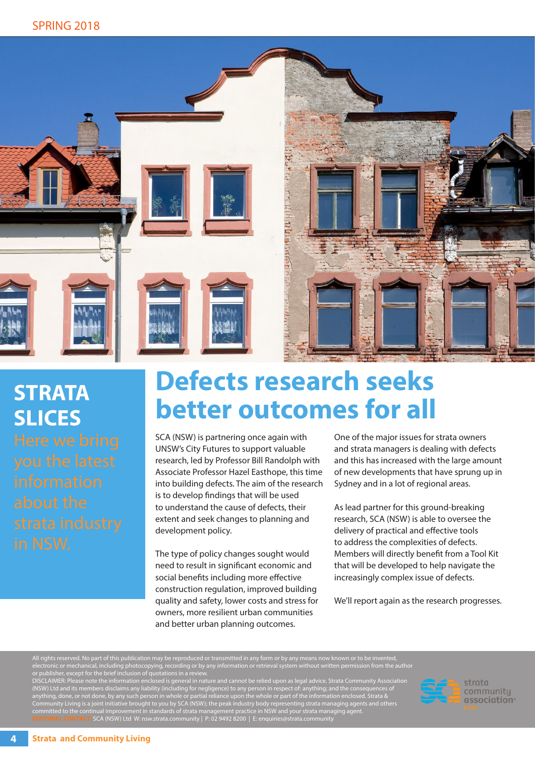## STRATA SLICES

Here we bring you the latest information about the strata industry in NSW.

# Defects research seeks better outcomes for all

SCA (NSW) is partnering once again with UNSW's City Futures to support valuable research, led by Professor Bill Randolph with Associate Professor Hazel Easthope, this time into building defects. The aim of the research is to develop findings that will be used to understand the cause of defects, their extent and seek changes to planning and development policy.

The type of policy changes sought would need to result in significant economic and social benefits including more effective construction regulation, improved building quality and safety, lower costs and stress for owners, more resilient urban communities and better urban planning outcomes.

One of the major issues for strata owners and strata managers is dealing with defects and this has increased with the large amount of new developments that have sprung up in Sydney and in a lot of regional areas.

As lead partner for this ground-breaking research, SCA (NSW) is able to oversee the delivery of practical and effective tools to address the complexities of defects. Members will directly benefit from a Tool Kit that will be developed to help navigate the increasingly complex issue of defects.

We'll report again as the research progresses.

All rights reserved. No part of this publication may be reproduced or transmitted in any form or by any means now known or to be invented, electronic or mechanical, including photocopying, recording or by any information or retrieval system without written permission from the author or publisher, except for the brief inclusion of quotations in a review.

DISCLAIMER: Please note the information enclosed is general in nature and cannot be relied upon as legal advice. Strata Community Association (NSW) Ltd and its members disclaims any liability (including for negligence) to any person in respect of: anything; and the consequences of anything, done, or not done, by any such person in whole or partial reliance upon the whole or part of the information enclosed. Strata & Community Living is a joint initiative brought to you by SCA (NSW); the peak industry body representing strata managing agents and others committed to the continual improvement in standards of strata management practice in NSW and your strata managing agent.

EDITORIAL CONTACT: SCA (NSW) Ltd W: nsw.strata.community | P: 02 9492 8200 | E: enquiries@strata.community